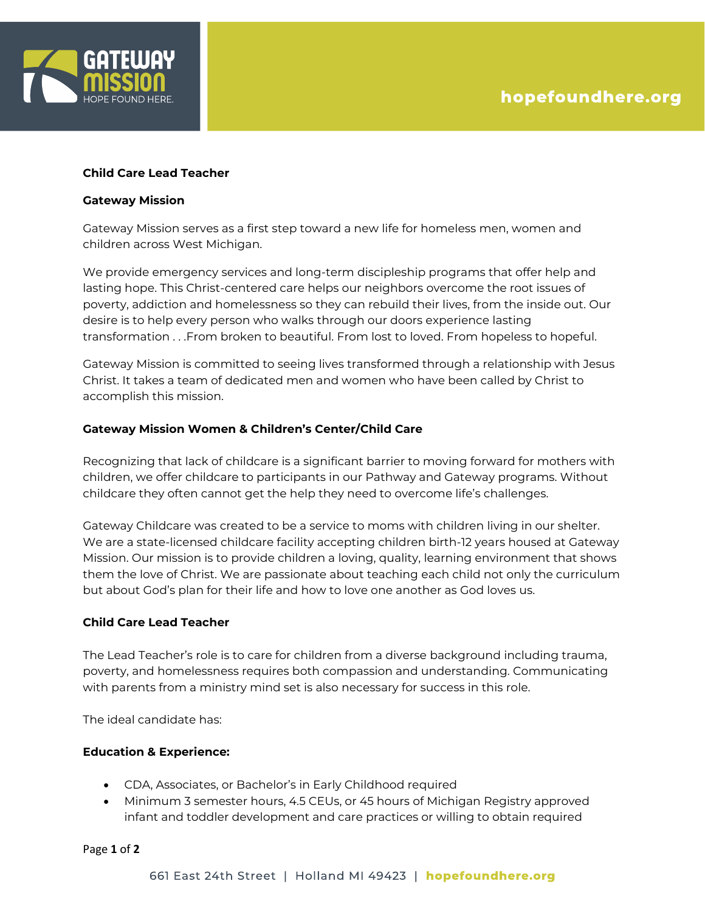**Child Care Lead Teacher**

**Gateway Mission**

Gateway Mission serves as a first step toward a new life for homeless men, women and children across West Michigan.

We provide emergency services and long-term discipleship programs that offer help and lasting hope. This Christ-centered care helps our neighbors overcome the root issues of poverty, addiction and homelessness so they can rebuild their lives, from the inside out. Our desire is to help every person who walks through our doors experience lasting transformation . . .From broken to beautiful. From lost to loved. From hopeless to hopeful.

Gateway Mission is committed to seeing lives transformed through a relationship with Jesus Christ. It takes a team of dedicated men and women who have been called by Christ to accomplish this mission.

**Gateway Mission Women & Children's Center/Child Care**

Recognizing that lack of childcare is a significant barrier to moving forward for mothers with children, we offer childcare to participants in our Pathway and Gateway programs. Without childcare they often cannot get the help they need to overcome life's challenges.

Gateway Childcare was created to be a service to moms with children living in our shelter. We are a state-licensed childcare facility accepting children birth-12 years housed at Gateway Mission. Our mission is to provide children a loving, quality, learning environment that shows them the love of Christ. We are passionate about teaching each child not only the curriculum but about God's plan for their life and how to love one another as God loves us.

**Child Care Lead Teacher**

The Lead Teacher's role is to care for children from a diverse background including trauma, poverty, and homelessness requires both compassion and understanding. Communicating with parents from a ministry mind set is also necessary for success in this role.

The ideal candidate has:

**Education & Experience:**

- CDA, Associates, or Bachelor's in Early Childhood required
- Minimum 3 semester hours, 4.5 CEUs, or 45 hours of Michigan Registry approved infant and toddler development and care practices or willing to obtain required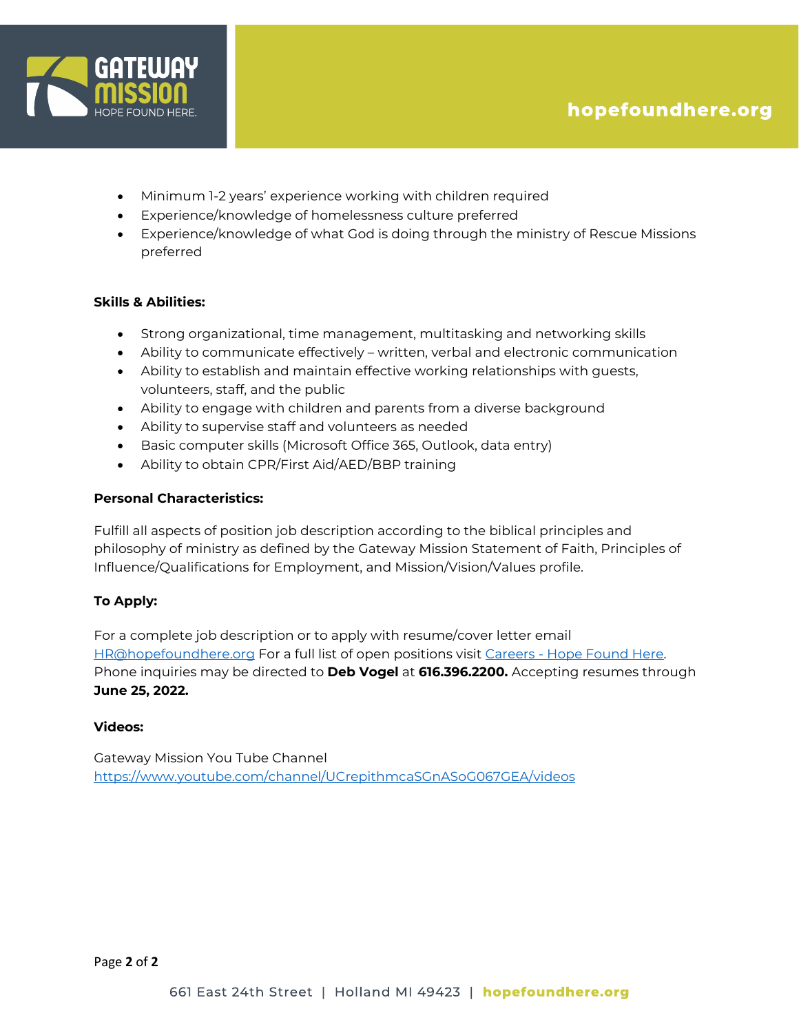- Minimum 1-2 years' experience working with children required
- Experience/knowledge of homelessness culture preferred
- Experience/knowledge of what God is doing through the ministry of Rescue Missions preferred

**Skills & Abilities:**

- Strong organizational, time management, multitasking and networking skills
- Ability to communicate effectively – written, verbal and electronic communication
- Ability to establish and maintain effective working relationships with guests, volunteers, staff, and the public
- Ability to engage with children and parents from a diverse background
- Ability to supervise staff and volunteers as needed
- Basic computer skills (Microsoft Office 365, Outlook, data entry)
- Ability to obtain CPR/First Aid/AED/BBP training

**Personal Characteristics:**

Fulfill all aspects of position job description according to the biblical principles and philosophy of ministry as defined by the Gateway Mission Statement of Faith, Principles of Influence/Qualifications for Employment, and Mission/Vision/Values profile.

**To Apply:**

For a complete job description or to apply with resume/cover letter email HR@hopefoundhere.org For a full list of open positions visit Careers - Hope Found Here. Phone inquiries may be directed to **Deb Vogel** at **616.396.2200.** Accepting resumes through **June 25, 2022.**

**Videos:**

Gateway Mission You Tube Channel
https://www.youtube.com/channel/UCrepithmcaSGnASoG067GEA/videos